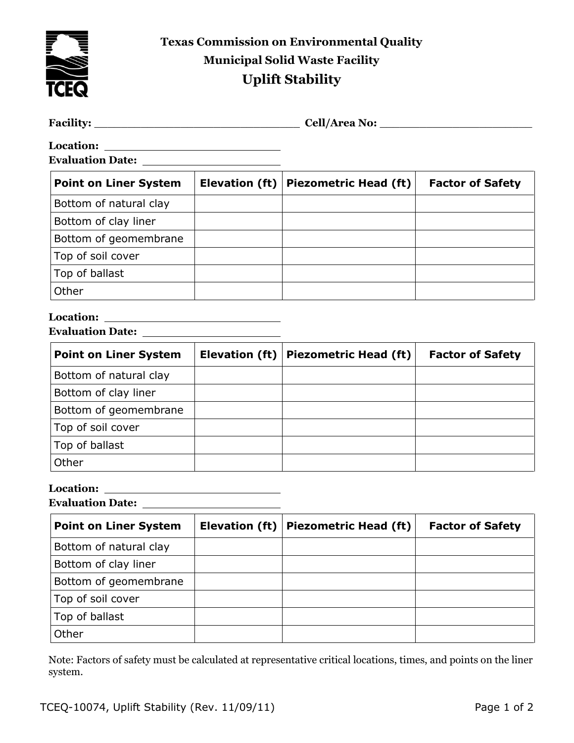**Texas Commission on Environmental Quality**

**Municipal Solid Waste Facility**

# Uplift Stability

**Facility:** ______________________________ **Cell/Area No:** ______________________

**Location:** ________________________

**Evaluation Date:** ____________________

| Point on Liner System | Elevation (ft) | Piezometric Head (ft) | Factor of Safety |
|---|---|---|---|
| Bottom of natural clay | | | |
| Bottom of clay liner | | | |
| Bottom of geomembrane | | | |
| Top of soil cover | | | |
| Top of ballast | | | |
| Other | | | |

**Location:** ________________________

**Evaluation Date:** ____________________

| Point on Liner System | Elevation (ft) | Piezometric Head (ft) | Factor of Safety |
|---|---|---|---|
| Bottom of natural clay | | | |
| Bottom of clay liner | | | |
| Bottom of geomembrane | | | |
| Top of soil cover | | | |
| Top of ballast | | | |
| Other | | | |

**Location:** ________________________

**Evaluation Date:** ____________________

| Point on Liner System | Elevation (ft) | Piezometric Head (ft) | Factor of Safety |
|---|---|---|---|
| Bottom of natural clay | | | |
| Bottom of clay liner | | | |
| Bottom of geomembrane | | | |
| Top of soil cover | | | |
| Top of ballast | | | |
| Other | | | |

Note: Factors of safety must be calculated at representative critical locations, times, and points on the liner system.

TCEQ-10074, Uplift Stability (Rev. 11/09/11)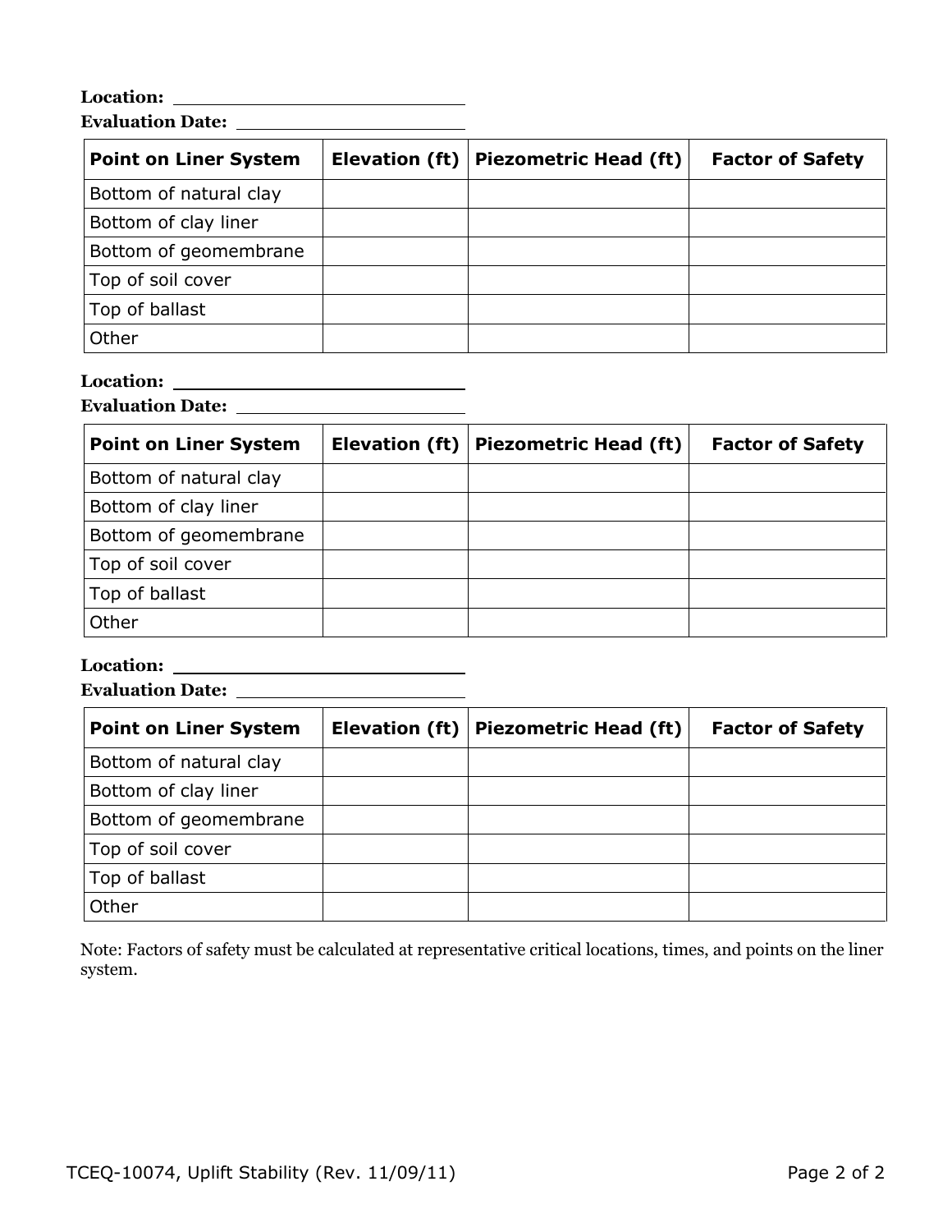**Location:** ____________________________

**Evaluation Date:** ______________________

| Point on Liner System | Elevation (ft) | Piezometric Head (ft) | Factor of Safety |
| --- | --- | --- | --- |
| Bottom of natural clay | | | |
| Bottom of clay liner | | | |
| Bottom of geomembrane | | | |
| Top of soil cover | | | |
| Top of ballast | | | |
| Other | | | |

**Location:** ____________________________

**Evaluation Date:** ______________________

| Point on Liner System | Elevation (ft) | Piezometric Head (ft) | Factor of Safety |
| --- | --- | --- | --- |
| Bottom of natural clay | | | |
| Bottom of clay liner | | | |
| Bottom of geomembrane | | | |
| Top of soil cover | | | |
| Top of ballast | | | |
| Other | | | |

**Location:** ____________________________

**Evaluation Date:** ______________________

| Point on Liner System | Elevation (ft) | Piezometric Head (ft) | Factor of Safety |
| --- | --- | --- | --- |
| Bottom of natural clay | | | |
| Bottom of clay liner | | | |
| Bottom of geomembrane | | | |
| Top of soil cover | | | |
| Top of ballast | | | |
| Other | | | |

Note: Factors of safety must be calculated at representative critical locations, times, and points on the liner system.

TCEQ-10074, Uplift Stability (Rev. 11/09/11)